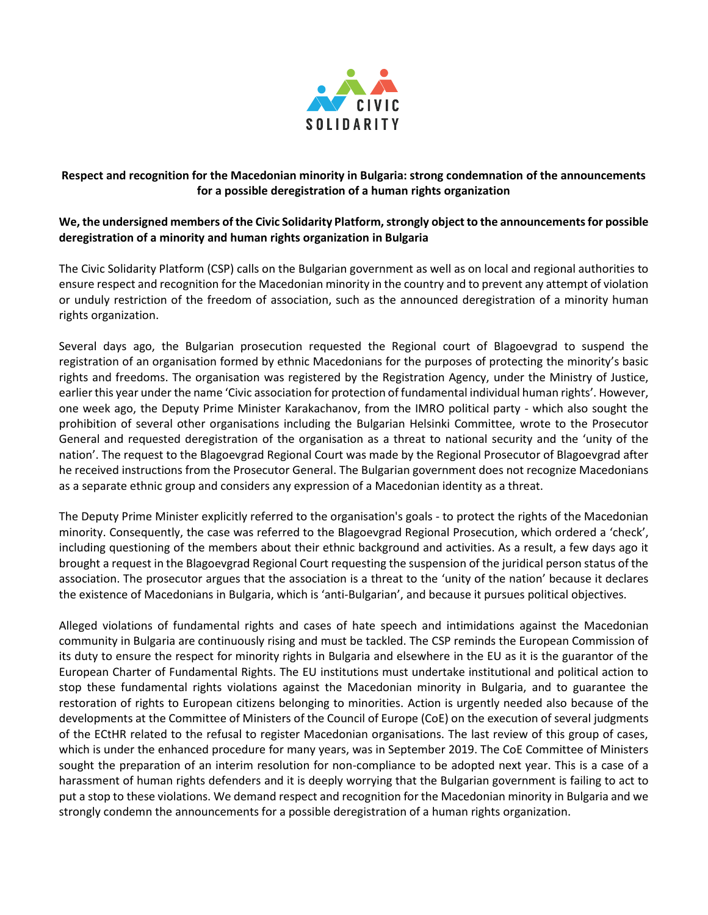CIVIC SOLIDARITY

**Respect and recognition for the Macedonian minority in Bulgaria: strong condemnation of the announcements for a possible deregistration of a human rights organization**

**We, the undersigned members of the Civic Solidarity Platform, strongly object to the announcements for possible deregistration of a minority and human rights organization in Bulgaria**

The Civic Solidarity Platform (CSP) calls on the Bulgarian government as well as on local and regional authorities to ensure respect and recognition for the Macedonian minority in the country and to prevent any attempt of violation or unduly restriction of the freedom of association, such as the announced deregistration of a minority human rights organization.

Several days ago, the Bulgarian prosecution requested the Regional court of Blagoevgrad to suspend the registration of an organisation formed by ethnic Macedonians for the purposes of protecting the minority's basic rights and freedoms. The organisation was registered by the Registration Agency, under the Ministry of Justice, earlier this year under the name 'Civic association for protection of fundamental individual human rights'. However, one week ago, the Deputy Prime Minister Karakachanov, from the IMRO political party - which also sought the prohibition of several other organisations including the Bulgarian Helsinki Committee, wrote to the Prosecutor General and requested deregistration of the organisation as a threat to national security and the 'unity of the nation'. The request to the Blagoevgrad Regional Court was made by the Regional Prosecutor of Blagoevgrad after he received instructions from the Prosecutor General. The Bulgarian government does not recognize Macedonians as a separate ethnic group and considers any expression of a Macedonian identity as a threat.

The Deputy Prime Minister explicitly referred to the organisation's goals - to protect the rights of the Macedonian minority. Consequently, the case was referred to the Blagoevgrad Regional Prosecution, which ordered a 'check', including questioning of the members about their ethnic background and activities. As a result, a few days ago it brought a request in the Blagoevgrad Regional Court requesting the suspension of the juridical person status of the association. The prosecutor argues that the association is a threat to the 'unity of the nation' because it declares the existence of Macedonians in Bulgaria, which is 'anti-Bulgarian', and because it pursues political objectives.

Alleged violations of fundamental rights and cases of hate speech and intimidations against the Macedonian community in Bulgaria are continuously rising and must be tackled. The CSP reminds the European Commission of its duty to ensure the respect for minority rights in Bulgaria and elsewhere in the EU as it is the guarantor of the European Charter of Fundamental Rights. The EU institutions must undertake institutional and political action to stop these fundamental rights violations against the Macedonian minority in Bulgaria, and to guarantee the restoration of rights to European citizens belonging to minorities. Action is urgently needed also because of the developments at the Committee of Ministers of the Council of Europe (CoE) on the execution of several judgments of the ECtHR related to the refusal to register Macedonian organisations. The last review of this group of cases, which is under the enhanced procedure for many years, was in September 2019. The CoE Committee of Ministers sought the preparation of an interim resolution for non-compliance to be adopted next year. This is a case of a harassment of human rights defenders and it is deeply worrying that the Bulgarian government is failing to act to put a stop to these violations. We demand respect and recognition for the Macedonian minority in Bulgaria and we strongly condemn the announcements for a possible deregistration of a human rights organization.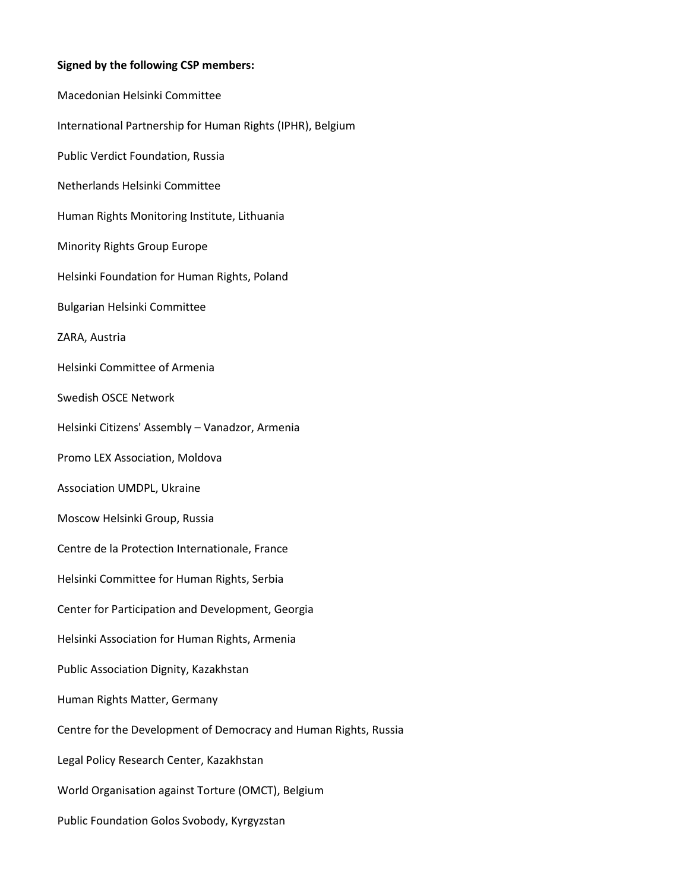**Signed by the following CSP members:**

Macedonian Helsinki Committee

International Partnership for Human Rights (IPHR), Belgium

Public Verdict Foundation, Russia

Netherlands Helsinki Committee

Human Rights Monitoring Institute, Lithuania

Minority Rights Group Europe

Helsinki Foundation for Human Rights, Poland

Bulgarian Helsinki Committee

ZARA, Austria

Helsinki Committee of Armenia

Swedish OSCE Network

Helsinki Citizens' Assembly – Vanadzor, Armenia

Promo LEX Association, Moldova

Association UMDPL, Ukraine

Moscow Helsinki Group, Russia

Centre de la Protection Internationale, France

Helsinki Committee for Human Rights, Serbia

Center for Participation and Development, Georgia

Helsinki Association for Human Rights, Armenia

Public Association Dignity, Kazakhstan

Human Rights Matter, Germany

Centre for the Development of Democracy and Human Rights, Russia

Legal Policy Research Center, Kazakhstan

World Organisation against Torture (OMCT), Belgium

Public Foundation Golos Svobody, Kyrgyzstan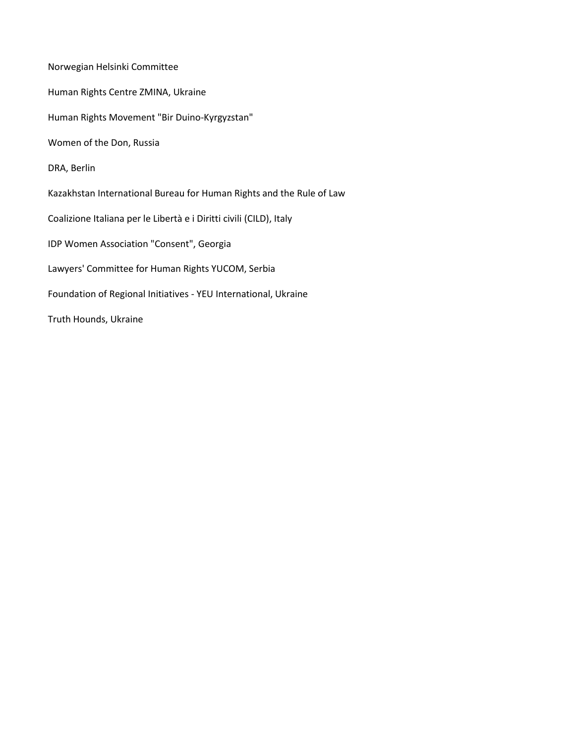Norwegian Helsinki Committee

Human Rights Centre ZMINA, Ukraine

Human Rights Movement "Bir Duino-Kyrgyzstan"

Women of the Don, Russia

DRA, Berlin

Kazakhstan International Bureau for Human Rights and the Rule of Law

Coalizione Italiana per le Libertà e i Diritti civili (CILD), Italy

IDP Women Association "Consent", Georgia

Lawyers' Committee for Human Rights YUCOM, Serbia

Foundation of Regional Initiatives - YEU International, Ukraine

Truth Hounds, Ukraine